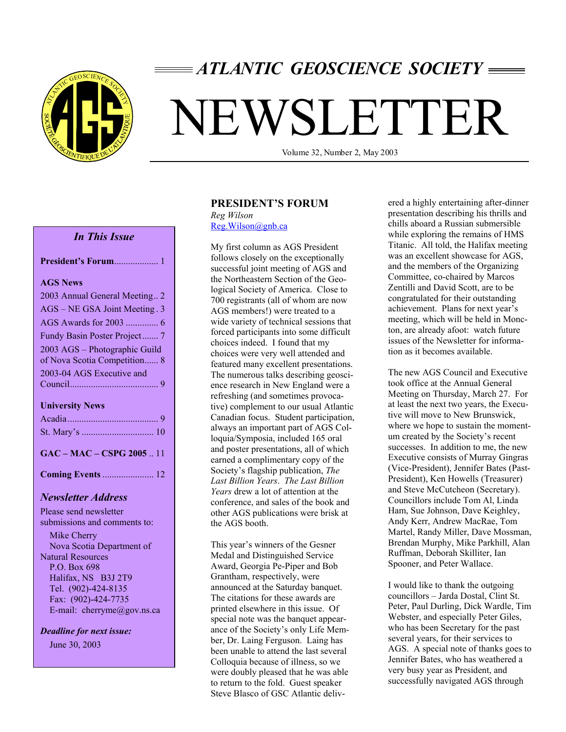# ATLANTIC GEOSCIENCE SOCIETY

# NEWSLETTER

Volume 32, Number 2, May 2003

### *In This Issue*

**President's Forum**................... 1

**AGS News**

2003 Annual General Meeting.. 2

AGS – NE GSA Joint Meeting . 3

AGS Awards for 2003 .............. 6

Fundy Basin Poster Project....... 7

2003 AGS – Photographic Guild of Nova Scotia Competition...... 8

2003-04 AGS Executive and Council...................................... 9

**University News**

Acadia....................................... 9

St. Mary's ............................... 10

**GAC – MAC – CSPG 2005** .. 11

**Coming Events** ...................... 12

### *Newsletter Address*

Please send newsletter submissions and comments to:

Mike Cherry
Nova Scotia Department of Natural Resources
P.O. Box 698
Halifax, NS B3J 2T9
Tel. (902)-424-8135
Fax: (902)-424-7735
E-mail: cherryme@gov.ns.ca

***Deadline for next issue:***

June 30, 2003

## PRESIDENT'S FORUM

*Reg Wilson*
Reg.Wilson@gnb.ca

My first column as AGS President follows closely on the exceptionally successful joint meeting of AGS and the Northeastern Section of the Geological Society of America. Close to 700 registrants (all of whom are now AGS members!) were treated to a wide variety of technical sessions that forced participants into some difficult choices indeed. I found that my choices were very well attended and featured many excellent presentations. The numerous talks describing geoscience research in New England were a refreshing (and sometimes provocative) complement to our usual Atlantic Canadian focus. Student participation, always an important part of AGS Colloquia/Symposia, included 165 oral and poster presentations, all of which earned a complimentary copy of the Society's flagship publication, *The Last Billion Years*. *The Last Billion Years* drew a lot of attention at the conference, and sales of the book and other AGS publications were brisk at the AGS booth.

This year's winners of the Gesner Medal and Distinguished Service Award, Georgia Pe-Piper and Bob Grantham, respectively, were announced at the Saturday banquet. The citations for these awards are printed elsewhere in this issue. Of special note was the banquet appearance of the Society's only Life Member, Dr. Laing Ferguson. Laing has been unable to attend the last several Colloquia because of illness, so we were doubly pleased that he was able to return to the fold. Guest speaker Steve Blasco of GSC Atlantic delivered a highly entertaining after-dinner presentation describing his thrills and chills aboard a Russian submersible while exploring the remains of HMS Titanic. All told, the Halifax meeting was an excellent showcase for AGS, and the members of the Organizing Committee, co-chaired by Marcos Zentilli and David Scott, are to be congratulated for their outstanding achievement. Plans for next year's meeting, which will be held in Moncton, are already afoot: watch future issues of the Newsletter for information as it becomes available.

The new AGS Council and Executive took office at the Annual General Meeting on Thursday, March 27. For at least the next two years, the Executive will move to New Brunswick, where we hope to sustain the momentum created by the Society's recent successes. In addition to me, the new Executive consists of Murray Gingras (Vice-President), Jennifer Bates (Past-President), Ken Howells (Treasurer) and Steve McCutcheon (Secretary). Councillors include Tom Al, Linda Ham, Sue Johnson, Dave Keighley, Andy Kerr, Andrew MacRae, Tom Martel, Randy Miller, Dave Mossman, Brendan Murphy, Mike Parkhill, Alan Ruffman, Deborah Skilliter, Ian Spooner, and Peter Wallace.

I would like to thank the outgoing councillors – Jarda Dostal, Clint St. Peter, Paul Durling, Dick Wardle, Tim Webster, and especially Peter Giles, who has been Secretary for the past several years, for their services to AGS. A special note of thanks goes to Jennifer Bates, who has weathered a very busy year as President, and successfully navigated AGS through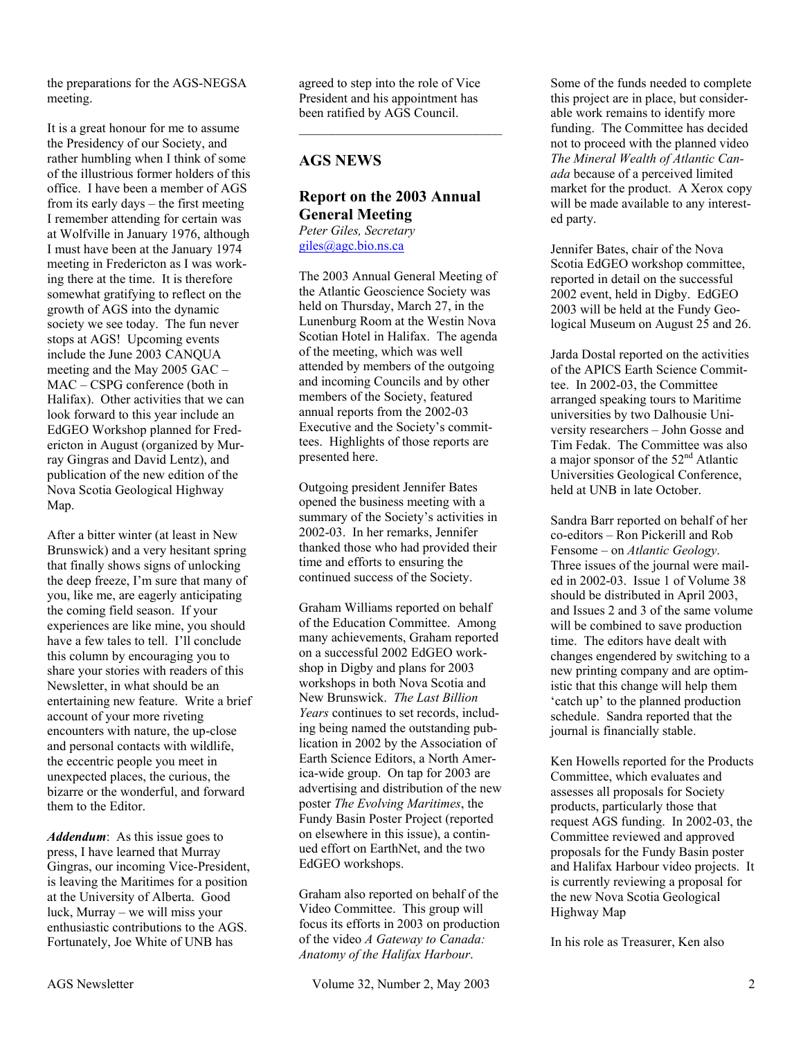the preparations for the AGS-NEGSA meeting.

It is a great honour for me to assume the Presidency of our Society, and rather humbling when I think of some of the illustrious former holders of this office. I have been a member of AGS from its early days – the first meeting I remember attending for certain was at Wolfville in January 1976, although I must have been at the January 1974 meeting in Fredericton as I was working there at the time. It is therefore somewhat gratifying to reflect on the growth of AGS into the dynamic society we see today. The fun never stops at AGS! Upcoming events include the June 2003 CANQUA meeting and the May 2005 GAC – MAC – CSPG conference (both in Halifax). Other activities that we can look forward to this year include an EdGEO Workshop planned for Fredericton in August (organized by Murray Gingras and David Lentz), and publication of the new edition of the Nova Scotia Geological Highway Map.

After a bitter winter (at least in New Brunswick) and a very hesitant spring that finally shows signs of unlocking the deep freeze, I'm sure that many of you, like me, are eagerly anticipating the coming field season. If your experiences are like mine, you should have a few tales to tell. I'll conclude this column by encouraging you to share your stories with readers of this Newsletter, in what should be an entertaining new feature. Write a brief account of your more riveting encounters with nature, the up-close and personal contacts with wildlife, the eccentric people you meet in unexpected places, the curious, the bizarre or the wonderful, and forward them to the Editor.

***Addendum***: As this issue goes to press, I have learned that Murray Gingras, our incoming Vice-President, is leaving the Maritimes for a position at the University of Alberta. Good luck, Murray – we will miss your enthusiastic contributions to the AGS. Fortunately, Joe White of UNB has agreed to step into the role of Vice President and his appointment has been ratified by AGS Council.

---

## AGS NEWS

### Report on the 2003 Annual General Meeting

*Peter Giles, Secretary*
giles@agc.bio.ns.ca

The 2003 Annual General Meeting of the Atlantic Geoscience Society was held on Thursday, March 27, in the Lunenburg Room at the Westin Nova Scotian Hotel in Halifax. The agenda of the meeting, which was well attended by members of the outgoing and incoming Councils and by other members of the Society, featured annual reports from the 2002-03 Executive and the Society's committees. Highlights of those reports are presented here.

Outgoing president Jennifer Bates opened the business meeting with a summary of the Society's activities in 2002-03. In her remarks, Jennifer thanked those who had provided their time and efforts to ensuring the continued success of the Society.

Graham Williams reported on behalf of the Education Committee. Among many achievements, Graham reported on a successful 2002 EdGEO workshop in Digby and plans for 2003 workshops in both Nova Scotia and New Brunswick. *The Last Billion Years* continues to set records, including being named the outstanding publication in 2002 by the Association of Earth Science Editors, a North America-wide group. On tap for 2003 are advertising and distribution of the new poster *The Evolving Maritimes*, the Fundy Basin Poster Project (reported on elsewhere in this issue), a continued effort on EarthNet, and the two EdGEO workshops.

Graham also reported on behalf of the Video Committee. This group will focus its efforts in 2003 on production of the video *A Gateway to Canada: Anatomy of the Halifax Harbour*. Some of the funds needed to complete this project are in place, but considerable work remains to identify more funding. The Committee has decided not to proceed with the planned video *The Mineral Wealth of Atlantic Canada* because of a perceived limited market for the product. A Xerox copy will be made available to any interested party.

Jennifer Bates, chair of the Nova Scotia EdGEO workshop committee, reported in detail on the successful 2002 event, held in Digby. EdGEO 2003 will be held at the Fundy Geological Museum on August 25 and 26.

Jarda Dostal reported on the activities of the APICS Earth Science Committee. In 2002-03, the Committee arranged speaking tours to Maritime universities by two Dalhousie University researchers – John Gosse and Tim Fedak. The Committee was also a major sponsor of the 52nd Atlantic Universities Geological Conference, held at UNB in late October.

Sandra Barr reported on behalf of her co-editors – Ron Pickerill and Rob Fensome – on *Atlantic Geology*. Three issues of the journal were mailed in 2002-03. Issue 1 of Volume 38 should be distributed in April 2003, and Issues 2 and 3 of the same volume will be combined to save production time. The editors have dealt with changes engendered by switching to a new printing company and are optimistic that this change will help them 'catch up' to the planned production schedule. Sandra reported that the journal is financially stable.

Ken Howells reported for the Products Committee, which evaluates and assesses all proposals for Society products, particularly those that request AGS funding. In 2002-03, the Committee reviewed and approved proposals for the Fundy Basin poster and Halifax Harbour video projects. It is currently reviewing a proposal for the new Nova Scotia Geological Highway Map

In his role as Treasurer, Ken also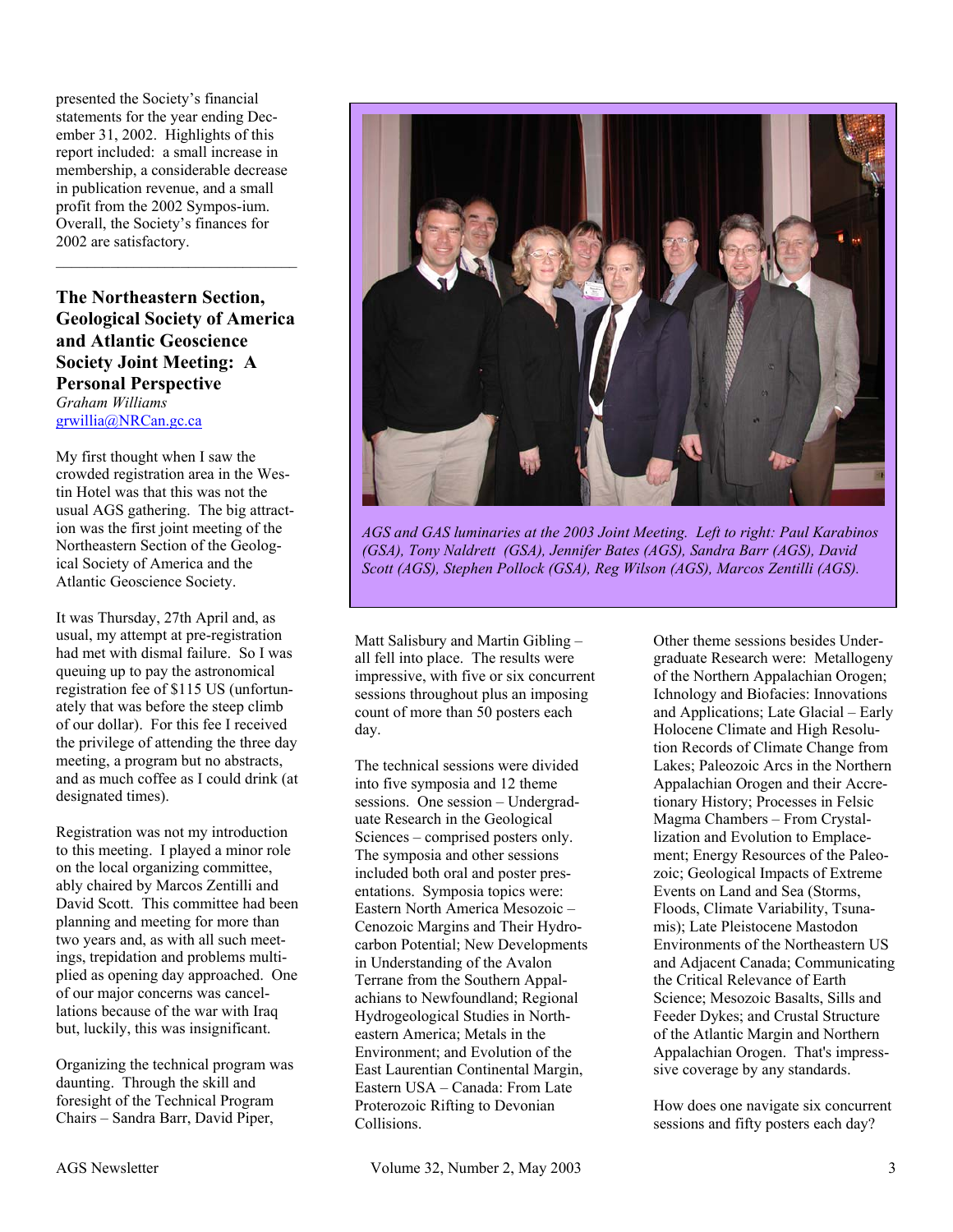presented the Society's financial statements for the year ending December 31, 2002. Highlights of this report included: a small increase in membership, a considerable decrease in publication revenue, and a small profit from the 2002 Sympos-ium. Overall, the Society's finances for 2002 are satisfactory.

---

## The Northeastern Section, Geological Society of America and Atlantic Geoscience Society Joint Meeting: A Personal Perspective

*Graham Williams*
grwillia@NRCan.gc.ca

My first thought when I saw the crowded registration area in the Westin Hotel was that this was not the usual AGS gathering. The big attraction was the first joint meeting of the Northeastern Section of the Geological Society of America and the Atlantic Geoscience Society.

It was Thursday, 27th April and, as usual, my attempt at pre-registration had met with dismal failure. So I was queuing up to pay the astronomical registration fee of $115 US (unfortunately that was before the steep climb of our dollar). For this fee I received the privilege of attending the three day meeting, a program but no abstracts, and as much coffee as I could drink (at designated times).

Registration was not my introduction to this meeting. I played a minor role on the local organizing committee, ably chaired by Marcos Zentilli and David Scott. This committee had been planning and meeting for more than two years and, as with all such meetings, trepidation and problems multiplied as opening day approached. One of our major concerns was cancellations because of the war with Iraq but, luckily, this was insignificant.

Organizing the technical program was daunting. Through the skill and foresight of the Technical Program Chairs – Sandra Barr, David Piper, Matt Salisbury and Martin Gibling – all fell into place. The results were impressive, with five or six concurrent sessions throughout plus an imposing count of more than 50 posters each day.

*AGS and GAS luminaries at the 2003 Joint Meeting. Left to right: Paul Karabinos (GSA), Tony Naldrett (GSA), Jennifer Bates (AGS), Sandra Barr (AGS), David Scott (AGS), Stephen Pollock (GSA), Reg Wilson (AGS), Marcos Zentilli (AGS).*

The technical sessions were divided into five symposia and 12 theme sessions. One session – Undergraduate Research in the Geological Sciences – comprised posters only. The symposia and other sessions included both oral and poster presentations. Symposia topics were: Eastern North America Mesozoic – Cenozoic Margins and Their Hydrocarbon Potential; New Developments in Understanding of the Avalon Terrane from the Southern Appalachians to Newfoundland; Regional Hydrogeological Studies in Northeastern America; Metals in the Environment; and Evolution of the East Laurentian Continental Margin, Eastern USA – Canada: From Late Proterozoic Rifting to Devonian Collisions.

Other theme sessions besides Undergraduate Research were: Metallogeny of the Northern Appalachian Orogen; Ichnology and Biofacies: Innovations and Applications; Late Glacial – Early Holocene Climate and High Resolution Records of Climate Change from Lakes; Paleozoic Arcs in the Northern Appalachian Orogen and their Accretionary History; Processes in Felsic Magma Chambers – From Crystallization and Evolution to Emplacement; Energy Resources of the Paleozoic; Geological Impacts of Extreme Events on Land and Sea (Storms, Floods, Climate Variability, Tsunamis); Late Pleistocene Mastodon Environments of the Northeastern US and Adjacent Canada; Communicating the Critical Relevance of Earth Science; Mesozoic Basalts, Sills and Feeder Dykes; and Crustal Structure of the Atlantic Margin and Northern Appalachian Orogen. That's impressive coverage by any standards.

How does one navigate six concurrent sessions and fifty posters each day?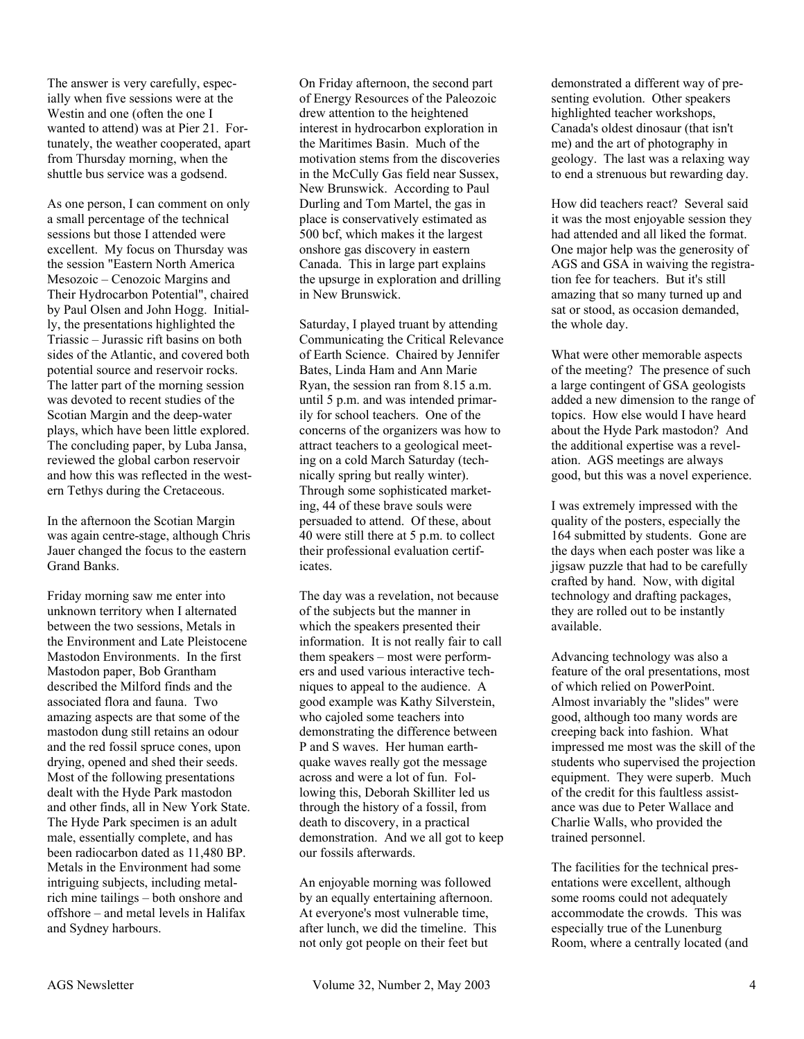The answer is very carefully, especially when five sessions were at the Westin and one (often the one I wanted to attend) was at Pier 21. Fortunately, the weather cooperated, apart from Thursday morning, when the shuttle bus service was a godsend.

As one person, I can comment on only a small percentage of the technical sessions but those I attended were excellent. My focus on Thursday was the session "Eastern North America Mesozoic – Cenozoic Margins and Their Hydrocarbon Potential", chaired by Paul Olsen and John Hogg. Initially, the presentations highlighted the Triassic – Jurassic rift basins on both sides of the Atlantic, and covered both potential source and reservoir rocks. The latter part of the morning session was devoted to recent studies of the Scotian Margin and the deep-water plays, which have been little explored. The concluding paper, by Luba Jansa, reviewed the global carbon reservoir and how this was reflected in the western Tethys during the Cretaceous.

In the afternoon the Scotian Margin was again centre-stage, although Chris Jauer changed the focus to the eastern Grand Banks.

Friday morning saw me enter into unknown territory when I alternated between the two sessions, Metals in the Environment and Late Pleistocene Mastodon Environments. In the first Mastodon paper, Bob Grantham described the Milford finds and the associated flora and fauna. Two amazing aspects are that some of the mastodon dung still retains an odour and the red fossil spruce cones, upon drying, opened and shed their seeds. Most of the following presentations dealt with the Hyde Park mastodon and other finds, all in New York State. The Hyde Park specimen is an adult male, essentially complete, and has been radiocarbon dated as 11,480 BP. Metals in the Environment had some intriguing subjects, including metal-rich mine tailings – both onshore and offshore – and metal levels in Halifax and Sydney harbours.

On Friday afternoon, the second part of Energy Resources of the Paleozoic drew attention to the heightened interest in hydrocarbon exploration in the Maritimes Basin. Much of the motivation stems from the discoveries in the McCully Gas field near Sussex, New Brunswick. According to Paul Durling and Tom Martel, the gas in place is conservatively estimated as 500 bcf, which makes it the largest onshore gas discovery in eastern Canada. This in large part explains the upsurge in exploration and drilling in New Brunswick.

Saturday, I played truant by attending Communicating the Critical Relevance of Earth Science. Chaired by Jennifer Bates, Linda Ham and Ann Marie Ryan, the session ran from 8.15 a.m. until 5 p.m. and was intended primarily for school teachers. One of the concerns of the organizers was how to attract teachers to a geological meeting on a cold March Saturday (technically spring but really winter). Through some sophisticated marketing, 44 of these brave souls were persuaded to attend. Of these, about 40 were still there at 5 p.m. to collect their professional evaluation certificates.

The day was a revelation, not because of the subjects but the manner in which the speakers presented their information. It is not really fair to call them speakers – most were performers and used various interactive techniques to appeal to the audience. A good example was Kathy Silverstein, who cajoled some teachers into demonstrating the difference between P and S waves. Her human earthquake waves really got the message across and were a lot of fun. Following this, Deborah Skilliter led us through the history of a fossil, from death to discovery, in a practical demonstration. And we all got to keep our fossils afterwards.

An enjoyable morning was followed by an equally entertaining afternoon. At everyone's most vulnerable time, after lunch, we did the timeline. This not only got people on their feet but demonstrated a different way of presenting evolution. Other speakers highlighted teacher workshops, Canada's oldest dinosaur (that isn't me) and the art of photography in geology. The last was a relaxing way to end a strenuous but rewarding day.

How did teachers react? Several said it was the most enjoyable session they had attended and all liked the format. One major help was the generosity of AGS and GSA in waiving the registration fee for teachers. But it's still amazing that so many turned up and sat or stood, as occasion demanded, the whole day.

What were other memorable aspects of the meeting? The presence of such a large contingent of GSA geologists added a new dimension to the range of topics. How else would I have heard about the Hyde Park mastodon? And the additional expertise was a revelation. AGS meetings are always good, but this was a novel experience.

I was extremely impressed with the quality of the posters, especially the 164 submitted by students. Gone are the days when each poster was like a jigsaw puzzle that had to be carefully crafted by hand. Now, with digital technology and drafting packages, they are rolled out to be instantly available.

Advancing technology was also a feature of the oral presentations, most of which relied on PowerPoint. Almost invariably the "slides" were good, although too many words are creeping back into fashion. What impressed me most was the skill of the students who supervised the projection equipment. They were superb. Much of the credit for this faultless assistance was due to Peter Wallace and Charlie Walls, who provided the trained personnel.

The facilities for the technical presentations were excellent, although some rooms could not adequately accommodate the crowds. This was especially true of the Lunenburg Room, where a centrally located (and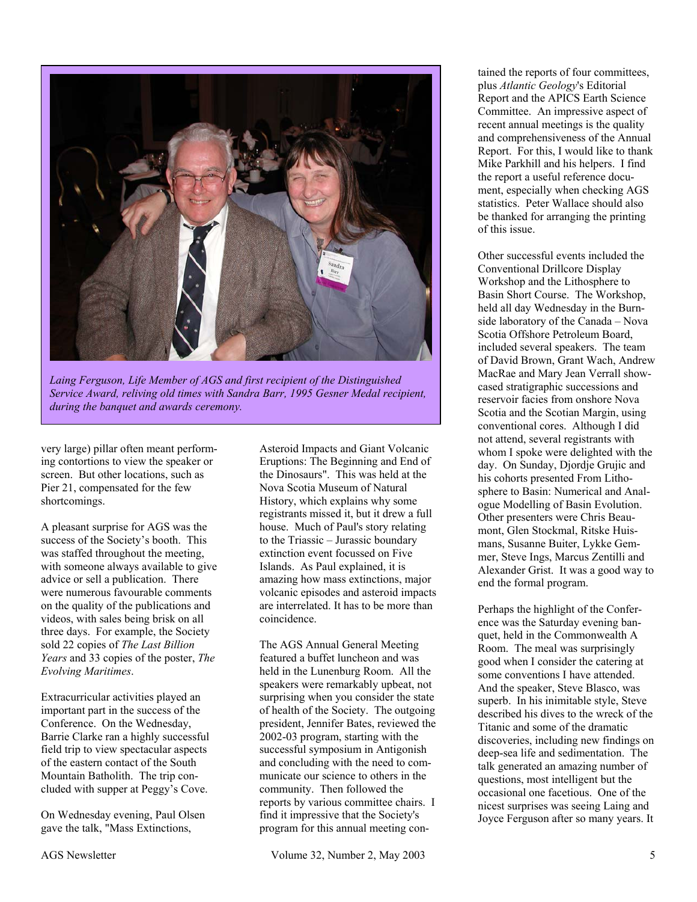*Laing Ferguson, Life Member of AGS and first recipient of the Distinguished Service Award, reliving old times with Sandra Barr, 1995 Gesner Medal recipient, during the banquet and awards ceremony.*

very large) pillar often meant performing contortions to view the speaker or screen. But other locations, such as Pier 21, compensated for the few shortcomings.

A pleasant surprise for AGS was the success of the Society's booth. This was staffed throughout the meeting, with someone always available to give advice or sell a publication. There were numerous favourable comments on the quality of the publications and videos, with sales being brisk on all three days. For example, the Society sold 22 copies of *The Last Billion Years* and 33 copies of the poster, *The Evolving Maritimes*.

Extracurricular activities played an important part in the success of the Conference. On the Wednesday, Barrie Clarke ran a highly successful field trip to view spectacular aspects of the eastern contact of the South Mountain Batholith. The trip concluded with supper at Peggy's Cove.

On Wednesday evening, Paul Olsen gave the talk, "Mass Extinctions, Asteroid Impacts and Giant Volcanic Eruptions: The Beginning and End of the Dinosaurs". This was held at the Nova Scotia Museum of Natural History, which explains why some registrants missed it, but it drew a full house. Much of Paul's story relating to the Triassic – Jurassic boundary extinction event focussed on Five Islands. As Paul explained, it is amazing how mass extinctions, major volcanic episodes and asteroid impacts are interrelated. It has to be more than coincidence.

The AGS Annual General Meeting featured a buffet luncheon and was held in the Lunenburg Room. All the speakers were remarkably upbeat, not surprising when you consider the state of health of the Society. The outgoing president, Jennifer Bates, reviewed the 2002-03 program, starting with the successful symposium in Antigonish and concluding with the need to communicate our science to others in the community. Then followed the reports by various committee chairs. I find it impressive that the Society's program for this annual meeting contained the reports of four committees, plus *Atlantic Geology*'s Editorial Report and the APICS Earth Science Committee. An impressive aspect of recent annual meetings is the quality and comprehensiveness of the Annual Report. For this, I would like to thank Mike Parkhill and his helpers. I find the report a useful reference document, especially when checking AGS statistics. Peter Wallace should also be thanked for arranging the printing of this issue.

Other successful events included the Conventional Drillcore Display Workshop and the Lithosphere to Basin Short Course. The Workshop, held all day Wednesday in the Burnside laboratory of the Canada – Nova Scotia Offshore Petroleum Board, included several speakers. The team of David Brown, Grant Wach, Andrew MacRae and Mary Jean Verrall showcased stratigraphic successions and reservoir facies from onshore Nova Scotia and the Scotian Margin, using conventional cores. Although I did not attend, several registrants with whom I spoke were delighted with the day. On Sunday, Djordje Grujic and his cohorts presented From Lithosphere to Basin: Numerical and Analogue Modelling of Basin Evolution. Other presenters were Chris Beaumont, Glen Stockmal, Ritske Huismans, Susanne Buiter, Lykke Gemmer, Steve Ings, Marcus Zentilli and Alexander Grist. It was a good way to end the formal program.

Perhaps the highlight of the Conference was the Saturday evening banquet, held in the Commonwealth A Room. The meal was surprisingly good when I consider the catering at some conventions I have attended. And the speaker, Steve Blasco, was superb. In his inimitable style, Steve described his dives to the wreck of the Titanic and some of the dramatic discoveries, including new findings on deep-sea life and sedimentation. The talk generated an amazing number of questions, most intelligent but the occasional one facetious. One of the nicest surprises was seeing Laing and Joyce Ferguson after so many years. It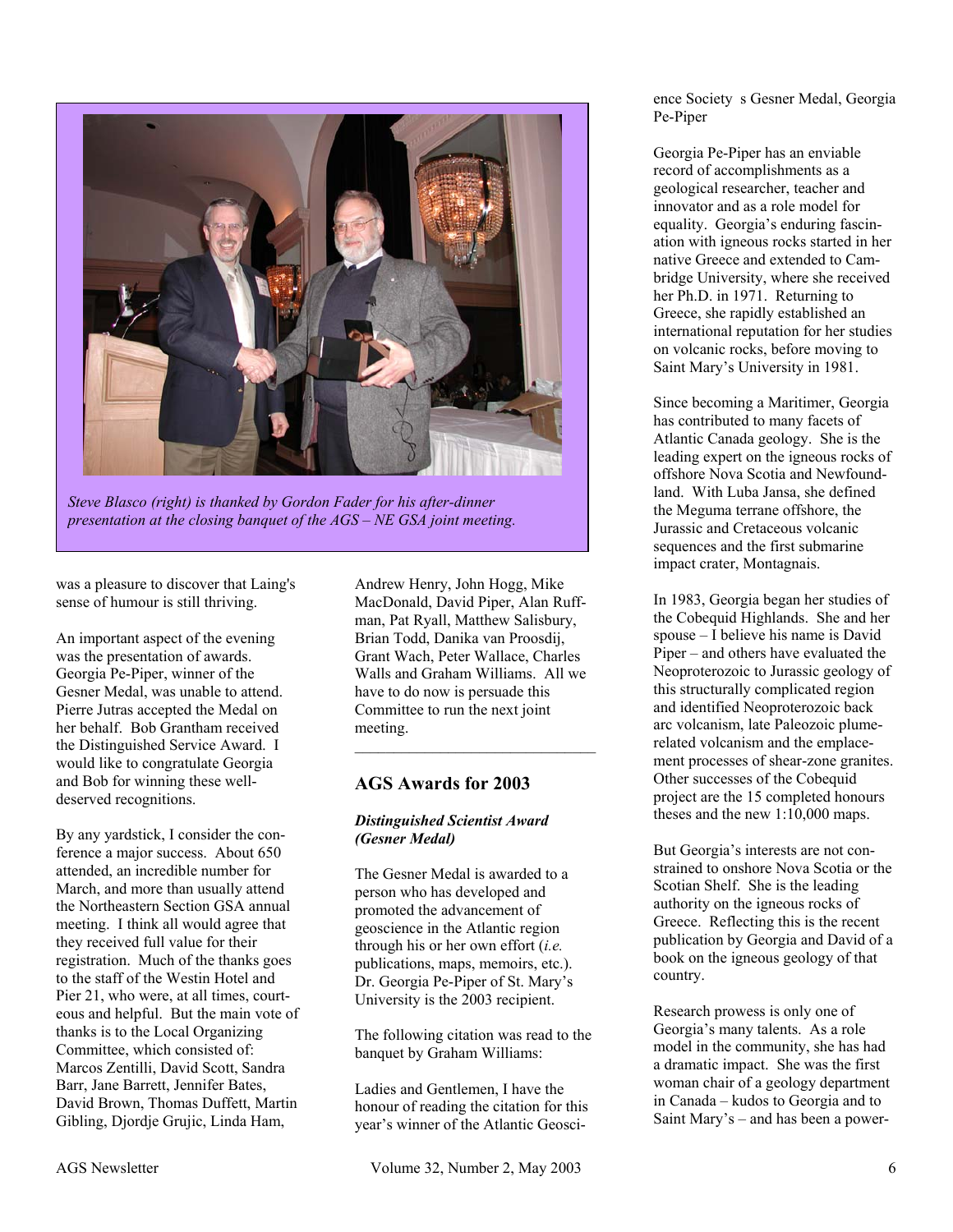Steve Blasco (right) is thanked by Gordon Fader for his after-dinner presentation at the closing banquet of the AGS – NE GSA joint meeting.

was a pleasure to discover that Laing's sense of humour is still thriving.

An important aspect of the evening was the presentation of awards. Georgia Pe-Piper, winner of the Gesner Medal, was unable to attend. Pierre Jutras accepted the Medal on her behalf. Bob Grantham received the Distinguished Service Award. I would like to congratulate Georgia and Bob for winning these well-deserved recognitions.

By any yardstick, I consider the conference a major success. About 650 attended, an incredible number for March, and more than usually attend the Northeastern Section GSA annual meeting. I think all would agree that they received full value for their registration. Much of the thanks goes to the staff of the Westin Hotel and Pier 21, who were, at all times, courteous and helpful. But the main vote of thanks is to the Local Organizing Committee, which consisted of: Marcos Zentilli, David Scott, Sandra Barr, Jane Barrett, Jennifer Bates, David Brown, Thomas Duffett, Martin Gibling, Djordje Grujic, Linda Ham, Andrew Henry, John Hogg, Mike MacDonald, David Piper, Alan Ruffman, Pat Ryall, Matthew Salisbury, Brian Todd, Danika van Proosdij, Grant Wach, Peter Wallace, Charles Walls and Graham Williams. All we have to do now is persuade this Committee to run the next joint meeting.

---

## AGS Awards for 2003

### *Distinguished Scientist Award (Gesner Medal)*

The Gesner Medal is awarded to a person who has developed and promoted the advancement of geoscience in the Atlantic region through his or her own effort (*i.e.* publications, maps, memoirs, etc.). Dr. Georgia Pe-Piper of St. Mary's University is the 2003 recipient.

The following citation was read to the banquet by Graham Williams:

Ladies and Gentlemen, I have the honour of reading the citation for this year's winner of the Atlantic Geoscience Society s Gesner Medal, Georgia Pe-Piper

Georgia Pe-Piper has an enviable record of accomplishments as a geological researcher, teacher and innovator and as a role model for equality. Georgia's enduring fascination with igneous rocks started in her native Greece and extended to Cambridge University, where she received her Ph.D. in 1971. Returning to Greece, she rapidly established an international reputation for her studies on volcanic rocks, before moving to Saint Mary's University in 1981.

Since becoming a Maritimer, Georgia has contributed to many facets of Atlantic Canada geology. She is the leading expert on the igneous rocks of offshore Nova Scotia and Newfoundland. With Luba Jansa, she defined the Meguma terrane offshore, the Jurassic and Cretaceous volcanic sequences and the first submarine impact crater, Montagnais.

In 1983, Georgia began her studies of the Cobequid Highlands. She and her spouse – I believe his name is David Piper – and others have evaluated the Neoproterozoic to Jurassic geology of this structurally complicated region and identified Neoproterozoic back arc volcanism, late Paleozoic plume-related volcanism and the emplacement processes of shear-zone granites. Other successes of the Cobequid project are the 15 completed honours theses and the new 1:10,000 maps.

But Georgia's interests are not constrained to onshore Nova Scotia or the Scotian Shelf. She is the leading authority on the igneous rocks of Greece. Reflecting this is the recent publication by Georgia and David of a book on the igneous geology of that country.

Research prowess is only one of Georgia's many talents. As a role model in the community, she has had a dramatic impact. She was the first woman chair of a geology department in Canada – kudos to Georgia and to Saint Mary's – and has been a power-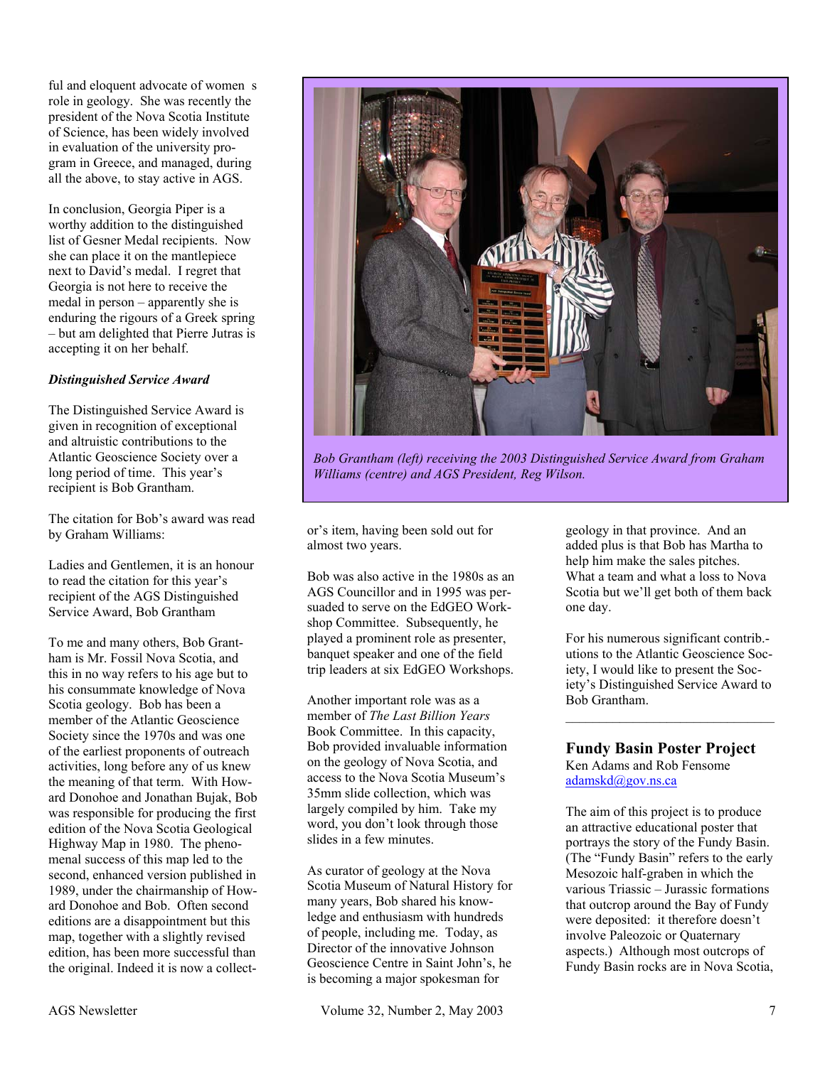ful and eloquent advocate of women s role in geology. She was recently the president of the Nova Scotia Institute of Science, has been widely involved in evaluation of the university program in Greece, and managed, during all the above, to stay active in AGS.

In conclusion, Georgia Piper is a worthy addition to the distinguished list of Gesner Medal recipients. Now she can place it on the mantlepiece next to David's medal. I regret that Georgia is not here to receive the medal in person – apparently she is enduring the rigours of a Greek spring – but am delighted that Pierre Jutras is accepting it on her behalf.

***Distinguished Service Award***

The Distinguished Service Award is given in recognition of exceptional and altruistic contributions to the Atlantic Geoscience Society over a long period of time. This year's recipient is Bob Grantham.

The citation for Bob's award was read by Graham Williams:

Ladies and Gentlemen, it is an honour to read the citation for this year's recipient of the AGS Distinguished Service Award, Bob Grantham

To me and many others, Bob Grantham is Mr. Fossil Nova Scotia, and this in no way refers to his age but to his consummate knowledge of Nova Scotia geology. Bob has been a member of the Atlantic Geoscience Society since the 1970s and was one of the earliest proponents of outreach activities, long before any of us knew the meaning of that term. With Howard Donohoe and Jonathan Bujak, Bob was responsible for producing the first edition of the Nova Scotia Geological Highway Map in 1980. The phenomenal success of this map led to the second, enhanced version published in 1989, under the chairmanship of Howard Donohoe and Bob. Often second editions are a disappointment but this map, together with a slightly revised edition, has been more successful than the original. Indeed it is now a collector's item, having been sold out for almost two years.

*Bob Grantham (left) receiving the 2003 Distinguished Service Award from Graham Williams (centre) and AGS President, Reg Wilson.*

Bob was also active in the 1980s as an AGS Councillor and in 1995 was persuaded to serve on the EdGEO Workshop Committee. Subsequently, he played a prominent role as presenter, banquet speaker and one of the field trip leaders at six EdGEO Workshops.

Another important role was as a member of *The Last Billion Years* Book Committee. In this capacity, Bob provided invaluable information on the geology of Nova Scotia, and access to the Nova Scotia Museum's 35mm slide collection, which was largely compiled by him. Take my word, you don't look through those slides in a few minutes.

As curator of geology at the Nova Scotia Museum of Natural History for many years, Bob shared his knowledge and enthusiasm with hundreds of people, including me. Today, as Director of the innovative Johnson Geoscience Centre in Saint John's, he is becoming a major spokesman for geology in that province. And an added plus is that Bob has Martha to help him make the sales pitches. What a team and what a loss to Nova Scotia but we'll get both of them back one day.

For his numerous significant contributions to the Atlantic Geoscience Society, I would like to present the Society's Distinguished Service Award to Bob Grantham.

---

## Fundy Basin Poster Project

Ken Adams and Rob Fensome
adamskd@gov.ns.ca

The aim of this project is to produce an attractive educational poster that portrays the story of the Fundy Basin. (The "Fundy Basin" refers to the early Mesozoic half-graben in which the various Triassic – Jurassic formations that outcrop around the Bay of Fundy were deposited: it therefore doesn't involve Paleozoic or Quaternary aspects.) Although most outcrops of Fundy Basin rocks are in Nova Scotia,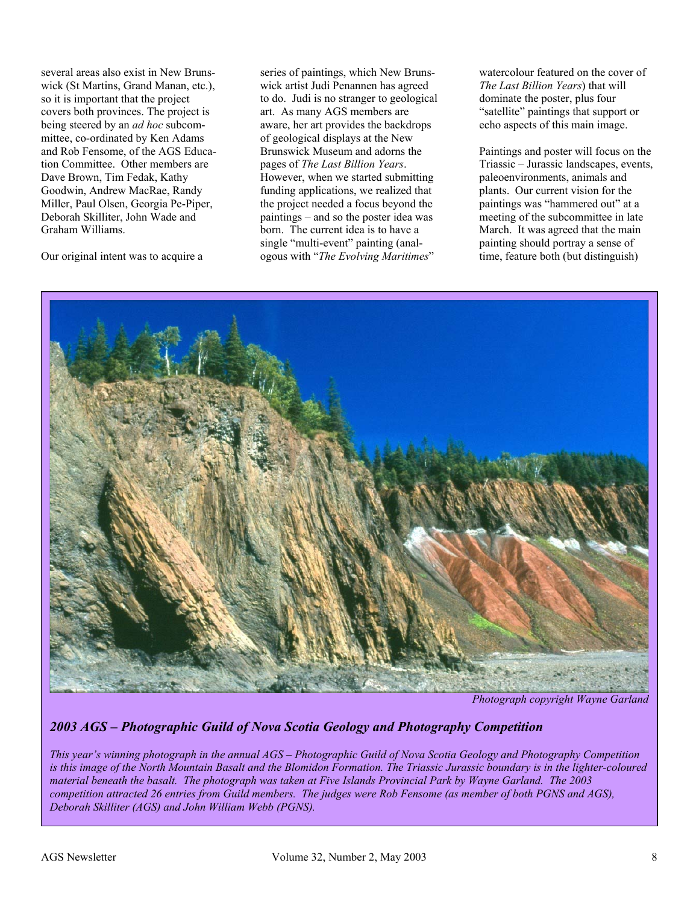several areas also exist in New Brunswick (St Martins, Grand Manan, etc.), so it is important that the project covers both provinces. The project is being steered by an *ad hoc* subcommittee, co-ordinated by Ken Adams and Rob Fensome, of the AGS Education Committee. Other members are Dave Brown, Tim Fedak, Kathy Goodwin, Andrew MacRae, Randy Miller, Paul Olsen, Georgia Pe-Piper, Deborah Skilliter, John Wade and Graham Williams.

Our original intent was to acquire a series of paintings, which New Brunswick artist Judi Penannen has agreed to do. Judi is no stranger to geological art. As many AGS members are aware, her art provides the backdrops of geological displays at the New Brunswick Museum and adorns the pages of *The Last Billion Years*. However, when we started submitting funding applications, we realized that the project needed a focus beyond the paintings – and so the poster idea was born. The current idea is to have a single "multi-event" painting (analogous with "*The Evolving Maritimes*" watercolour featured on the cover of *The Last Billion Years*) that will dominate the poster, plus four "satellite" paintings that support or echo aspects of this main image.

Paintings and poster will focus on the Triassic – Jurassic landscapes, events, paleoenvironments, animals and plants. Our current vision for the paintings was "hammered out" at a meeting of the subcommittee in late March. It was agreed that the main painting should portray a sense of time, feature both (but distinguish)

*Photograph copyright Wayne Garland*

### *2003 AGS – Photographic Guild of Nova Scotia Geology and Photography Competition*

*This year's winning photograph in the annual AGS – Photographic Guild of Nova Scotia Geology and Photography Competition is this image of the North Mountain Basalt and the Blomidon Formation. The Triassic Jurassic boundary is in the lighter-coloured material beneath the basalt. The photograph was taken at Five Islands Provincial Park by Wayne Garland. The 2003 competition attracted 26 entries from Guild members. The judges were Rob Fensome (as member of both PGNS and AGS), Deborah Skilliter (AGS) and John William Webb (PGNS).*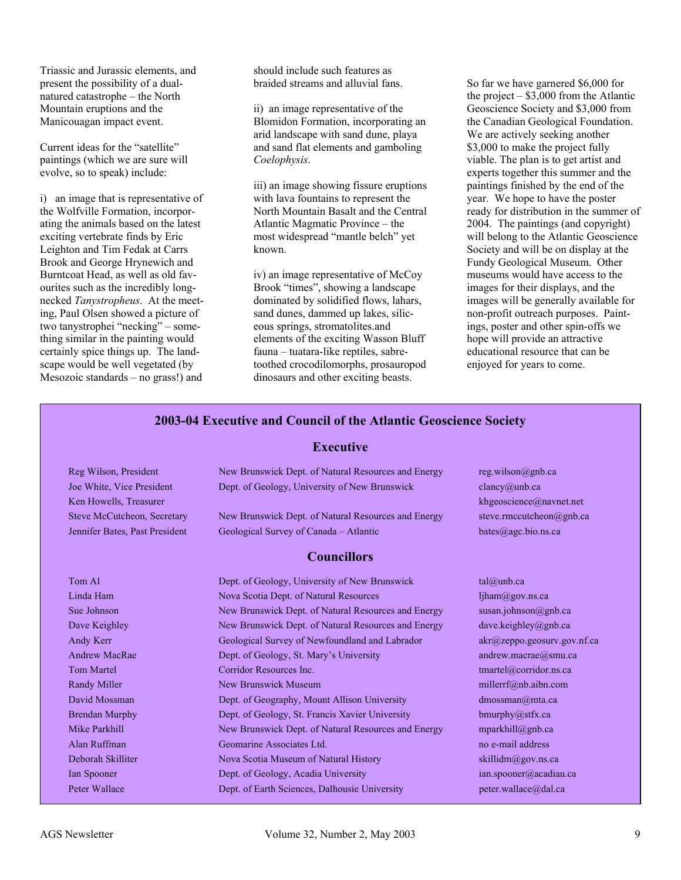Triassic and Jurassic elements, and present the possibility of a dual-natured catastrophe – the North Mountain eruptions and the Manicouagan impact event.

Current ideas for the "satellite" paintings (which we are sure will evolve, so to speak) include:

i) an image that is representative of the Wolfville Formation, incorporating the animals based on the latest exciting vertebrate finds by Eric Leighton and Tim Fedak at Carrs Brook and George Hrynewich and Burntcoat Head, as well as old favourites such as the incredibly long-necked *Tanystropheus*. At the meeting, Paul Olsen showed a picture of two tanystrophei "necking" – something similar in the painting would certainly spice things up. The landscape would be well vegetated (by Mesozoic standards – no grass!) and should include such features as braided streams and alluvial fans.

ii) an image representative of the Blomidon Formation, incorporating an arid landscape with sand dune, playa and sand flat elements and gamboling *Coelophysis*.

iii) an image showing fissure eruptions with lava fountains to represent the North Mountain Basalt and the Central Atlantic Magmatic Province – the most widespread "mantle belch" yet known.

iv) an image representative of McCoy Brook "times", showing a landscape dominated by solidified flows, lahars, sand dunes, dammed up lakes, siliceous springs, stromatolites.and elements of the exciting Wasson Bluff fauna – tuatara-like reptiles, sabre-toothed crocodilomorphs, prosauropod dinosaurs and other exciting beasts.

So far we have garnered $6,000 for the project – $3,000 from the Atlantic Geoscience Society and $3,000 from the Canadian Geological Foundation. We are actively seeking another $3,000 to make the project fully viable. The plan is to get artist and experts together this summer and the paintings finished by the end of the year. We hope to have the poster ready for distribution in the summer of 2004. The paintings (and copyright) will belong to the Atlantic Geoscience Society and will be on display at the Fundy Geological Museum. Other museums would have access to the images for their displays, and the images will be generally available for non-profit outreach purposes. Paintings, poster and other spin-offs we hope will provide an attractive educational resource that can be enjoyed for years to come.

## 2003-04 Executive and Council of the Atlantic Geoscience Society

### Executive

| Name | Affiliation | E-mail |
|---|---|---|
| Reg Wilson, President | New Brunswick Dept. of Natural Resources and Energy | reg.wilson@gnb.ca |
| Joe White, Vice President | Dept. of Geology, University of New Brunswick | clancy@unb.ca |
| Ken Howells, Treasurer | | khgeoscience@navnet.net |
| Steve McCutcheon, Secretary | New Brunswick Dept. of Natural Resources and Energy | steve.rmccutcheon@gnb.ca |
| Jennifer Bates, Past President | Geological Survey of Canada – Atlantic | bates@agc.bio.ns.ca |

### Councillors

| Name | Affiliation | E-mail |
|---|---|---|
| Tom Al | Dept. of Geology, University of New Brunswick | tal@unb.ca |
| Linda Ham | Nova Scotia Dept. of Natural Resources | ljham@gov.ns.ca |
| Sue Johnson | New Brunswick Dept. of Natural Resources and Energy | susan.johnson@gnb.ca |
| Dave Keighley | New Brunswick Dept. of Natural Resources and Energy | dave.keighley@gnb.ca |
| Andy Kerr | Geological Survey of Newfoundland and Labrador | akr@zeppo.geosurv.gov.nf.ca |
| Andrew MacRae | Dept. of Geology, St. Mary's University | andrew.macrae@smu.ca |
| Tom Martel | Corridor Resources Inc. | tmartel@corridor.ns.ca |
| Randy Miller | New Brunswick Museum | millerrf@nb.aibn.com |
| David Mossman | Dept. of Geography, Mount Allison University | dmossman@mta.ca |
| Brendan Murphy | Dept. of Geology, St. Francis Xavier University | bmurphy@stfx.ca |
| Mike Parkhill | New Brunswick Dept. of Natural Resources and Energy | mparkhill@gnb.ca |
| Alan Ruffman | Geomarine Associates Ltd. | no e-mail address |
| Deborah Skilliter | Nova Scotia Museum of Natural History | skillidm@gov.ns.ca |
| Ian Spooner | Dept. of Geology, Acadia University | ian.spooner@acadiau.ca |
| Peter Wallace | Dept. of Earth Sciences, Dalhousie University | peter.wallace@dal.ca |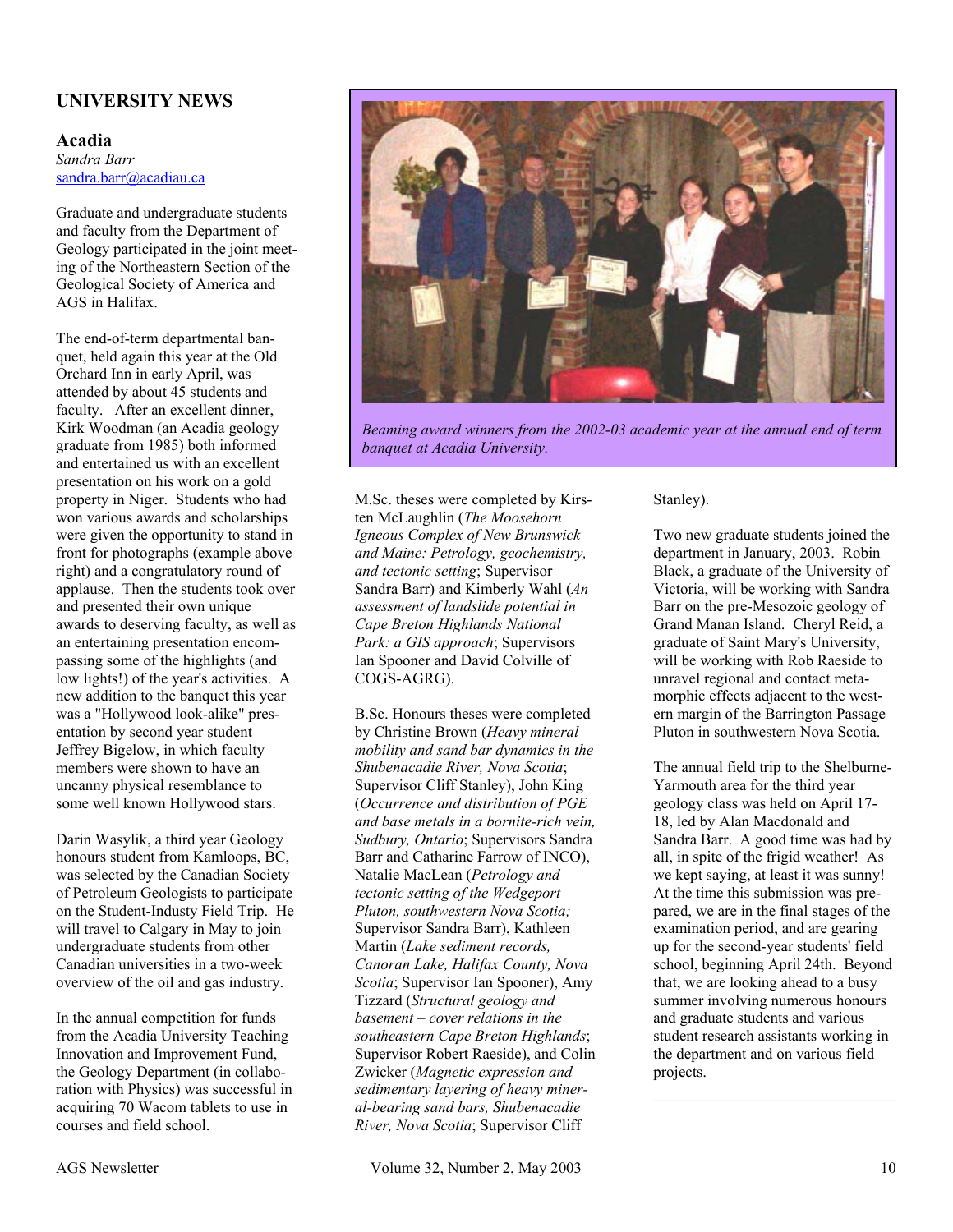## UNIVERSITY NEWS

### Acadia

*Sandra Barr*
sandra.barr@acadiau.ca

Graduate and undergraduate students and faculty from the Department of Geology participated in the joint meeting of the Northeastern Section of the Geological Society of America and AGS in Halifax.

The end-of-term departmental banquet, held again this year at the Old Orchard Inn in early April, was attended by about 45 students and faculty. After an excellent dinner, Kirk Woodman (an Acadia geology graduate from 1985) both informed and entertained us with an excellent presentation on his work on a gold property in Niger. Students who had won various awards and scholarships were given the opportunity to stand in front for photographs (example above right) and a congratulatory round of applause. Then the students took over and presented their own unique awards to deserving faculty, as well as an entertaining presentation encompassing some of the highlights (and low lights!) of the year's activities. A new addition to the banquet this year was a "Hollywood look-alike" presentation by second year student Jeffrey Bigelow, in which faculty members were shown to have an uncanny physical resemblance to some well known Hollywood stars.

*Beaming award winners from the 2002-03 academic year at the annual end of term banquet at Acadia University.*

Darin Wasylik, a third year Geology honours student from Kamloops, BC, was selected by the Canadian Society of Petroleum Geologists to participate on the Student-Industy Field Trip. He will travel to Calgary in May to join undergraduate students from other Canadian universities in a two-week overview of the oil and gas industry.

In the annual competition for funds from the Acadia University Teaching Innovation and Improvement Fund, the Geology Department (in collaboration with Physics) was successful in acquiring 70 Wacom tablets to use in courses and field school.

M.Sc. theses were completed by Kirsten McLaughlin (*The Moosehorn Igneous Complex of New Brunswick and Maine: Petrology, geochemistry, and tectonic setting*; Supervisor Sandra Barr) and Kimberly Wahl (*An assessment of landslide potential in Cape Breton Highlands National Park: a GIS approach*; Supervisors Ian Spooner and David Colville of COGS-AGRG).

B.Sc. Honours theses were completed by Christine Brown (*Heavy mineral mobility and sand bar dynamics in the Shubenacadie River, Nova Scotia*; Supervisor Cliff Stanley), John King (*Occurrence and distribution of PGE and base metals in a bornite-rich vein, Sudbury, Ontario*; Supervisors Sandra Barr and Catharine Farrow of INCO), Natalie MacLean (*Petrology and tectonic setting of the Wedgeport Pluton, southwestern Nova Scotia;* Supervisor Sandra Barr), Kathleen Martin (*Lake sediment records, Canoran Lake, Halifax County, Nova Scotia*; Supervisor Ian Spooner), Amy Tizzard (*Structural geology and basement – cover relations in the southeastern Cape Breton Highlands*; Supervisor Robert Raeside), and Colin Zwicker (*Magnetic expression and sedimentary layering of heavy mineral-bearing sand bars, Shubenacadie River, Nova Scotia*; Supervisor Cliff Stanley).

Two new graduate students joined the department in January, 2003. Robin Black, a graduate of the University of Victoria, will be working with Sandra Barr on the pre-Mesozoic geology of Grand Manan Island. Cheryl Reid, a graduate of Saint Mary's University, will be working with Rob Raeside to unravel regional and contact metamorphic effects adjacent to the western margin of the Barrington Passage Pluton in southwestern Nova Scotia.

The annual field trip to the Shelburne-Yarmouth area for the third year geology class was held on April 17-18, led by Alan Macdonald and Sandra Barr. A good time was had by all, in spite of the frigid weather! As we kept saying, at least it was sunny! At the time this submission was prepared, we are in the final stages of the examination period, and are gearing up for the second-year students' field school, beginning April 24th. Beyond that, we are looking ahead to a busy summer involving numerous honours and graduate students and various student research assistants working in the department and on various field projects.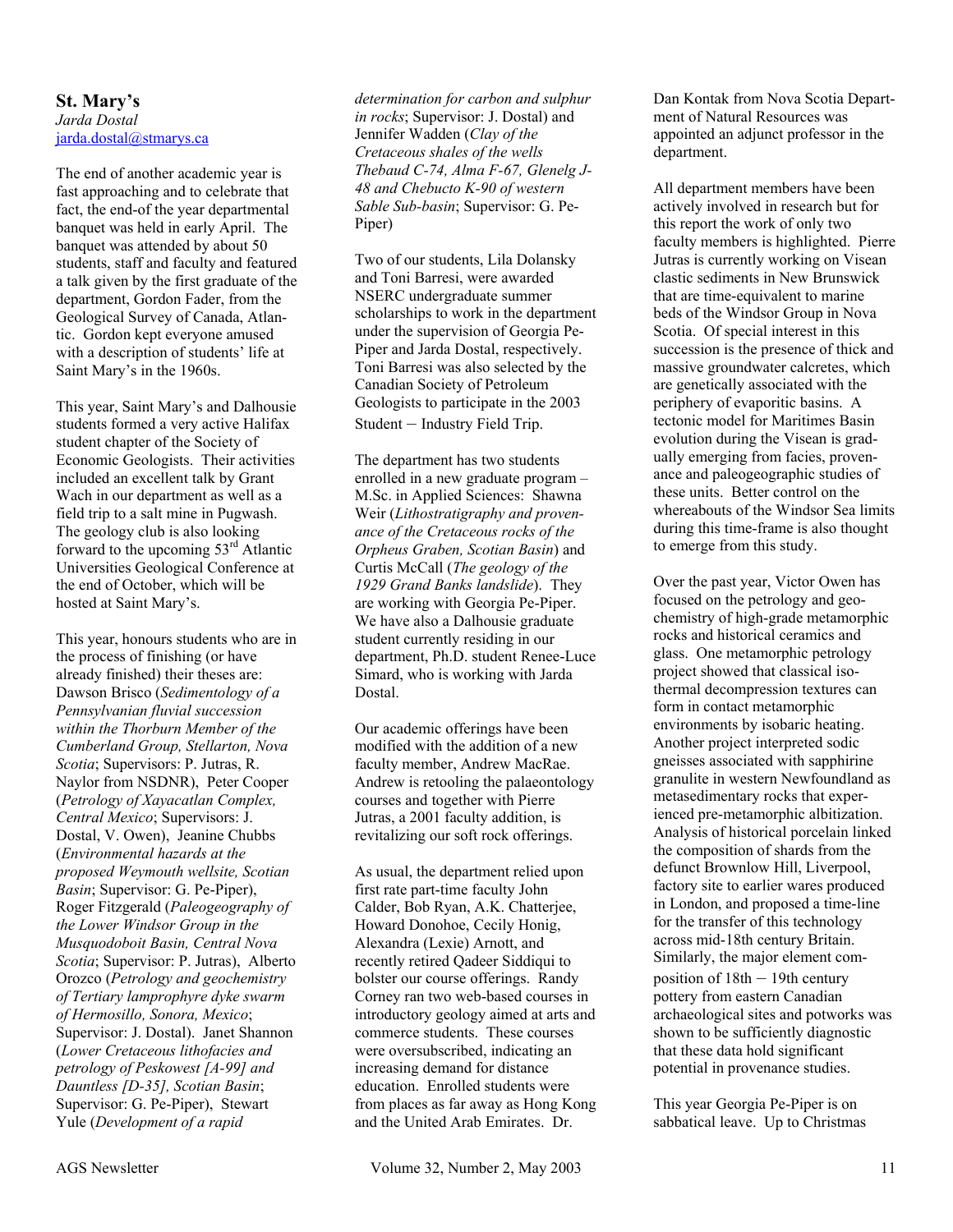## St. Mary's

*Jarda Dostal*
jarda.dostal@stmarys.ca

The end of another academic year is fast approaching and to celebrate that fact, the end-of the year departmental banquet was held in early April. The banquet was attended by about 50 students, staff and faculty and featured a talk given by the first graduate of the department, Gordon Fader, from the Geological Survey of Canada, Atlantic. Gordon kept everyone amused with a description of students' life at Saint Mary's in the 1960s.

This year, Saint Mary's and Dalhousie students formed a very active Halifax student chapter of the Society of Economic Geologists. Their activities included an excellent talk by Grant Wach in our department as well as a field trip to a salt mine in Pugwash. The geology club is also looking forward to the upcoming 53rd Atlantic Universities Geological Conference at the end of October, which will be hosted at Saint Mary's.

This year, honours students who are in the process of finishing (or have already finished) their theses are: Dawson Brisco (*Sedimentology of a Pennsylvanian fluvial succession within the Thorburn Member of the Cumberland Group, Stellarton, Nova Scotia*; Supervisors: P. Jutras, R. Naylor from NSDNR), Peter Cooper (*Petrology of Xayacatlan Complex, Central Mexico*; Supervisors: J. Dostal, V. Owen), Jeanine Chubbs (*Environmental hazards at the proposed Weymouth wellsite, Scotian Basin*; Supervisor: G. Pe-Piper), Roger Fitzgerald (*Paleogeography of the Lower Windsor Group in the Musquodoboit Basin, Central Nova Scotia*; Supervisor: P. Jutras), Alberto Orozco (*Petrology and geochemistry of Tertiary lamprophyre dyke swarm of Hermosillo, Sonora, Mexico*; Supervisor: J. Dostal). Janet Shannon (*Lower Cretaceous lithofacies and petrology of Peskowest [A-99] and Dauntless [D-35], Scotian Basin*; Supervisor: G. Pe-Piper), Stewart Yule (*Development of a rapid determination for carbon and sulphur in rocks*; Supervisor: J. Dostal) and Jennifer Wadden (*Clay of the Cretaceous shales of the wells Thebaud C-74, Alma F-67, Glenelg J-48 and Chebucto K-90 of western Sable Sub-basin*; Supervisor: G. Pe-Piper)

Two of our students, Lila Dolansky and Toni Barresi, were awarded NSERC undergraduate summer scholarships to work in the department under the supervision of Georgia Pe-Piper and Jarda Dostal, respectively. Toni Barresi was also selected by the Canadian Society of Petroleum Geologists to participate in the 2003 Student – Industry Field Trip.

The department has two students enrolled in a new graduate program – M.Sc. in Applied Sciences: Shawna Weir (*Lithostratigraphy and provenance of the Cretaceous rocks of the Orpheus Graben, Scotian Basin*) and Curtis McCall (*The geology of the 1929 Grand Banks landslide*). They are working with Georgia Pe-Piper. We have also a Dalhousie graduate student currently residing in our department, Ph.D. student Renee-Luce Simard, who is working with Jarda Dostal.

Our academic offerings have been modified with the addition of a new faculty member, Andrew MacRae. Andrew is retooling the palaeontology courses and together with Pierre Jutras, a 2001 faculty addition, is revitalizing our soft rock offerings.

As usual, the department relied upon first rate part-time faculty John Calder, Bob Ryan, A.K. Chatterjee, Howard Donohoe, Cecily Honig, Alexandra (Lexie) Arnott, and recently retired Qadeer Siddiqui to bolster our course offerings. Randy Corney ran two web-based courses in introductory geology aimed at arts and commerce students. These courses were oversubscribed, indicating an increasing demand for distance education. Enrolled students were from places as far away as Hong Kong and the United Arab Emirates. Dr. Dan Kontak from Nova Scotia Department of Natural Resources was appointed an adjunct professor in the department.

All department members have been actively involved in research but for this report the work of only two faculty members is highlighted. Pierre Jutras is currently working on Visean clastic sediments in New Brunswick that are time-equivalent to marine beds of the Windsor Group in Nova Scotia. Of special interest in this succession is the presence of thick and massive groundwater calcretes, which are genetically associated with the periphery of evaporitic basins. A tectonic model for Maritimes Basin evolution during the Visean is gradually emerging from facies, provenance and paleogeographic studies of these units. Better control on the whereabouts of the Windsor Sea limits during this time-frame is also thought to emerge from this study.

Over the past year, Victor Owen has focused on the petrology and geochemistry of high-grade metamorphic rocks and historical ceramics and glass. One metamorphic petrology project showed that classical isothermal decompression textures can form in contact metamorphic environments by isobaric heating. Another project interpreted sodic gneisses associated with sapphirine granulite in western Newfoundland as metasedimentary rocks that experienced pre-metamorphic albitization. Analysis of historical porcelain linked the composition of shards from the defunct Brownlow Hill, Liverpool, factory site to earlier wares produced in London, and proposed a time-line for the transfer of this technology across mid-18th century Britain. Similarly, the major element composition of 18th – 19th century pottery from eastern Canadian archaeological sites and potworks was shown to be sufficiently diagnostic that these data hold significant potential in provenance studies.

This year Georgia Pe-Piper is on sabbatical leave. Up to Christmas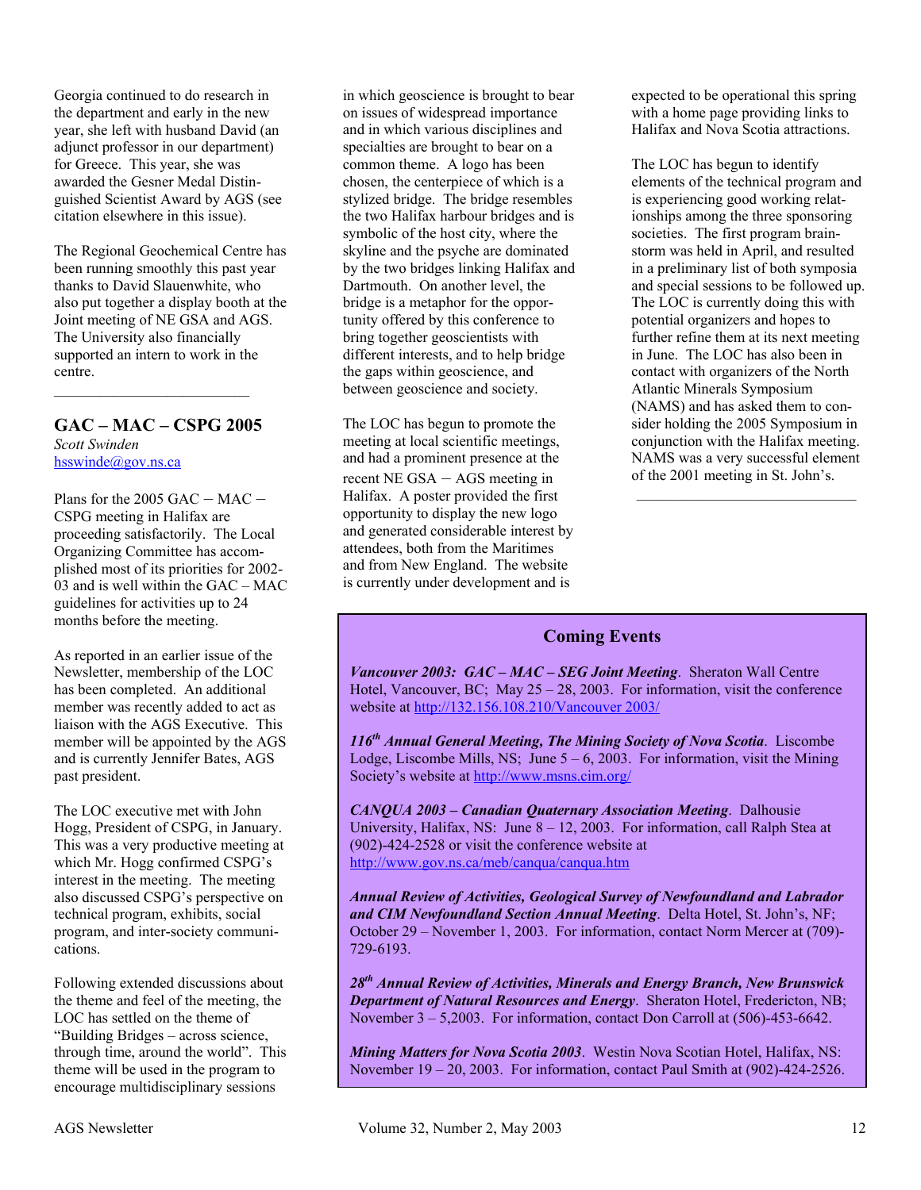Georgia continued to do research in the department and early in the new year, she left with husband David (an adjunct professor in our department) for Greece. This year, she was awarded the Gesner Medal Distinguished Scientist Award by AGS (see citation elsewhere in this issue).

The Regional Geochemical Centre has been running smoothly this past year thanks to David Slauenwhite, who also put together a display booth at the Joint meeting of NE GSA and AGS. The University also financially supported an intern to work in the centre.

---

## GAC – MAC – CSPG 2005

*Scott Swinden*
hsswinde@gov.ns.ca

Plans for the 2005 GAC – MAC – CSPG meeting in Halifax are proceeding satisfactorily. The Local Organizing Committee has accomplished most of its priorities for 2002-03 and is well within the GAC – MAC guidelines for activities up to 24 months before the meeting.

As reported in an earlier issue of the Newsletter, membership of the LOC has been completed. An additional member was recently added to act as liaison with the AGS Executive. This member will be appointed by the AGS and is currently Jennifer Bates, AGS past president.

The LOC executive met with John Hogg, President of CSPG, in January. This was a very productive meeting at which Mr. Hogg confirmed CSPG's interest in the meeting. The meeting also discussed CSPG's perspective on technical program, exhibits, social program, and inter-society communications.

Following extended discussions about the theme and feel of the meeting, the LOC has settled on the theme of "Building Bridges – across science, through time, around the world". This theme will be used in the program to encourage multidisciplinary sessions in which geoscience is brought to bear on issues of widespread importance and in which various disciplines and specialties are brought to bear on a common theme. A logo has been chosen, the centerpiece of which is a stylized bridge. The bridge resembles the two Halifax harbour bridges and is symbolic of the host city, where the skyline and the psyche are dominated by the two bridges linking Halifax and Dartmouth. On another level, the bridge is a metaphor for the opportunity offered by this conference to bring together geoscientists with different interests, and to help bridge the gaps within geoscience, and between geoscience and society.

The LOC has begun to promote the meeting at local scientific meetings, and had a prominent presence at the recent NE GSA – AGS meeting in Halifax. A poster provided the first opportunity to display the new logo and generated considerable interest by attendees, both from the Maritimes and from New England. The website is currently under development and is expected to be operational this spring with a home page providing links to Halifax and Nova Scotia attractions.

The LOC has begun to identify elements of the technical program and is experiencing good working relationships among the three sponsoring societies. The first program brainstorm was held in April, and resulted in a preliminary list of both symposia and special sessions to be followed up. The LOC is currently doing this with potential organizers and hopes to further refine them at its next meeting in June. The LOC has also been in contact with organizers of the North Atlantic Minerals Symposium (NAMS) and has asked them to consider holding the 2005 Symposium in conjunction with the Halifax meeting. NAMS was a very successful element of the 2001 meeting in St. John's.

---

## Coming Events

***Vancouver 2003: GAC – MAC – SEG Joint Meeting***. Sheraton Wall Centre Hotel, Vancouver, BC; May 25 – 28, 2003. For information, visit the conference website at http://132.156.108.210/Vancouver 2003/

***116th Annual General Meeting, The Mining Society of Nova Scotia***. Liscombe Lodge, Liscombe Mills, NS; June 5 – 6, 2003. For information, visit the Mining Society's website at http://www.msns.cim.org/

***CANQUA 2003 – Canadian Quaternary Association Meeting***. Dalhousie University, Halifax, NS: June 8 – 12, 2003. For information, call Ralph Stea at (902)-424-2528 or visit the conference website at http://www.gov.ns.ca/meb/canqua/canqua.htm

***Annual Review of Activities, Geological Survey of Newfoundland and Labrador and CIM Newfoundland Section Annual Meeting***. Delta Hotel, St. John's, NF; October 29 – November 1, 2003. For information, contact Norm Mercer at (709)-729-6193.

***28th Annual Review of Activities, Minerals and Energy Branch, New Brunswick Department of Natural Resources and Energy***. Sheraton Hotel, Fredericton, NB; November 3 – 5,2003. For information, contact Don Carroll at (506)-453-6642.

***Mining Matters for Nova Scotia 2003***. Westin Nova Scotian Hotel, Halifax, NS: November 19 – 20, 2003. For information, contact Paul Smith at (902)-424-2526.